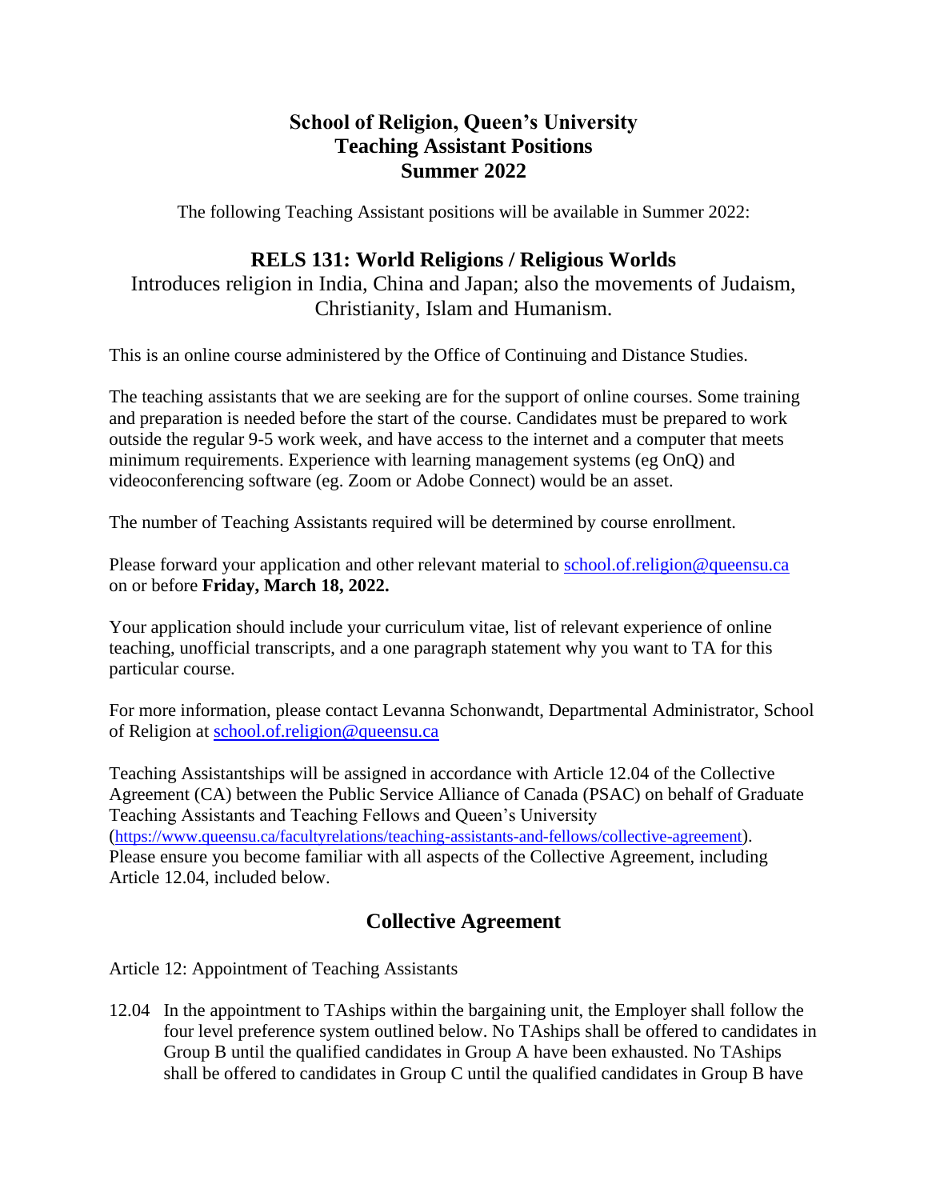# School of Religion, Queen's University
# Teaching Assistant Positions
# Summer 2022

The following Teaching Assistant positions will be available in Summer 2022:

## RELS 131: World Religions / Religious Worlds

Introduces religion in India, China and Japan; also the movements of Judaism, Christianity, Islam and Humanism.

This is an online course administered by the Office of Continuing and Distance Studies.

The teaching assistants that we are seeking are for the support of online courses. Some training and preparation is needed before the start of the course. Candidates must be prepared to work outside the regular 9-5 work week, and have access to the internet and a computer that meets minimum requirements. Experience with learning management systems (eg OnQ) and videoconferencing software (eg. Zoom or Adobe Connect) would be an asset.

The number of Teaching Assistants required will be determined by course enrollment.

Please forward your application and other relevant material to school.of.religion@queensu.ca on or before **Friday, March 18, 2022.**

Your application should include your curriculum vitae, list of relevant experience of online teaching, unofficial transcripts, and a one paragraph statement why you want to TA for this particular course.

For more information, please contact Levanna Schonwandt, Departmental Administrator, School of Religion at school.of.religion@queensu.ca

Teaching Assistantships will be assigned in accordance with Article 12.04 of the Collective Agreement (CA) between the Public Service Alliance of Canada (PSAC) on behalf of Graduate Teaching Assistants and Teaching Fellows and Queen's University (https://www.queensu.ca/facultyrelations/teaching-assistants-and-fellows/collective-agreement). Please ensure you become familiar with all aspects of the Collective Agreement, including Article 12.04, included below.

## Collective Agreement

Article 12: Appointment of Teaching Assistants

12.04 In the appointment to TAships within the bargaining unit, the Employer shall follow the four level preference system outlined below. No TAships shall be offered to candidates in Group B until the qualified candidates in Group A have been exhausted. No TAships shall be offered to candidates in Group C until the qualified candidates in Group B have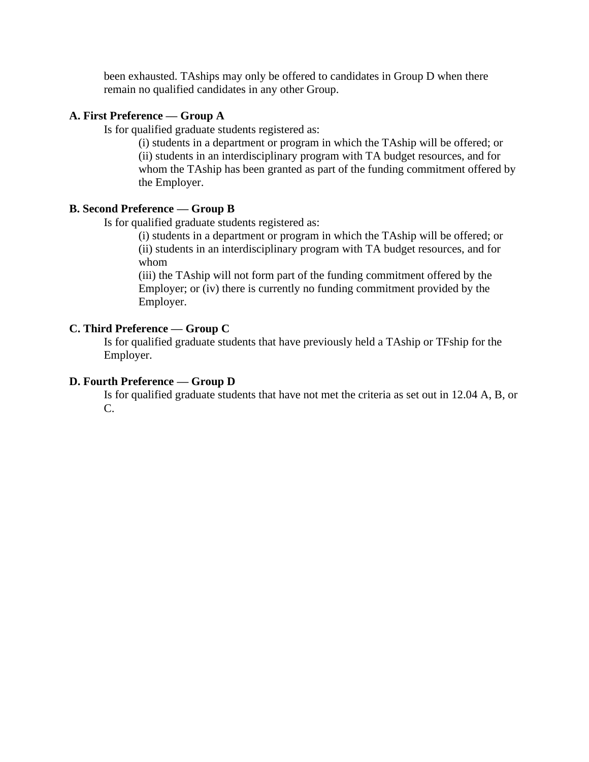been exhausted. TAships may only be offered to candidates in Group D when there remain no qualified candidates in any other Group.

**A. First Preference — Group A**

Is for qualified graduate students registered as:

(i) students in a department or program in which the TAship will be offered; or
(ii) students in an interdisciplinary program with TA budget resources, and for whom the TAship has been granted as part of the funding commitment offered by the Employer.

**B. Second Preference — Group B**

Is for qualified graduate students registered as:

(i) students in a department or program in which the TAship will be offered; or
(ii) students in an interdisciplinary program with TA budget resources, and for whom
(iii) the TAship will not form part of the funding commitment offered by the Employer; or (iv) there is currently no funding commitment provided by the Employer.

**C. Third Preference — Group C**

Is for qualified graduate students that have previously held a TAship or TFship for the Employer.

**D. Fourth Preference — Group D**

Is for qualified graduate students that have not met the criteria as set out in 12.04 A, B, or C.